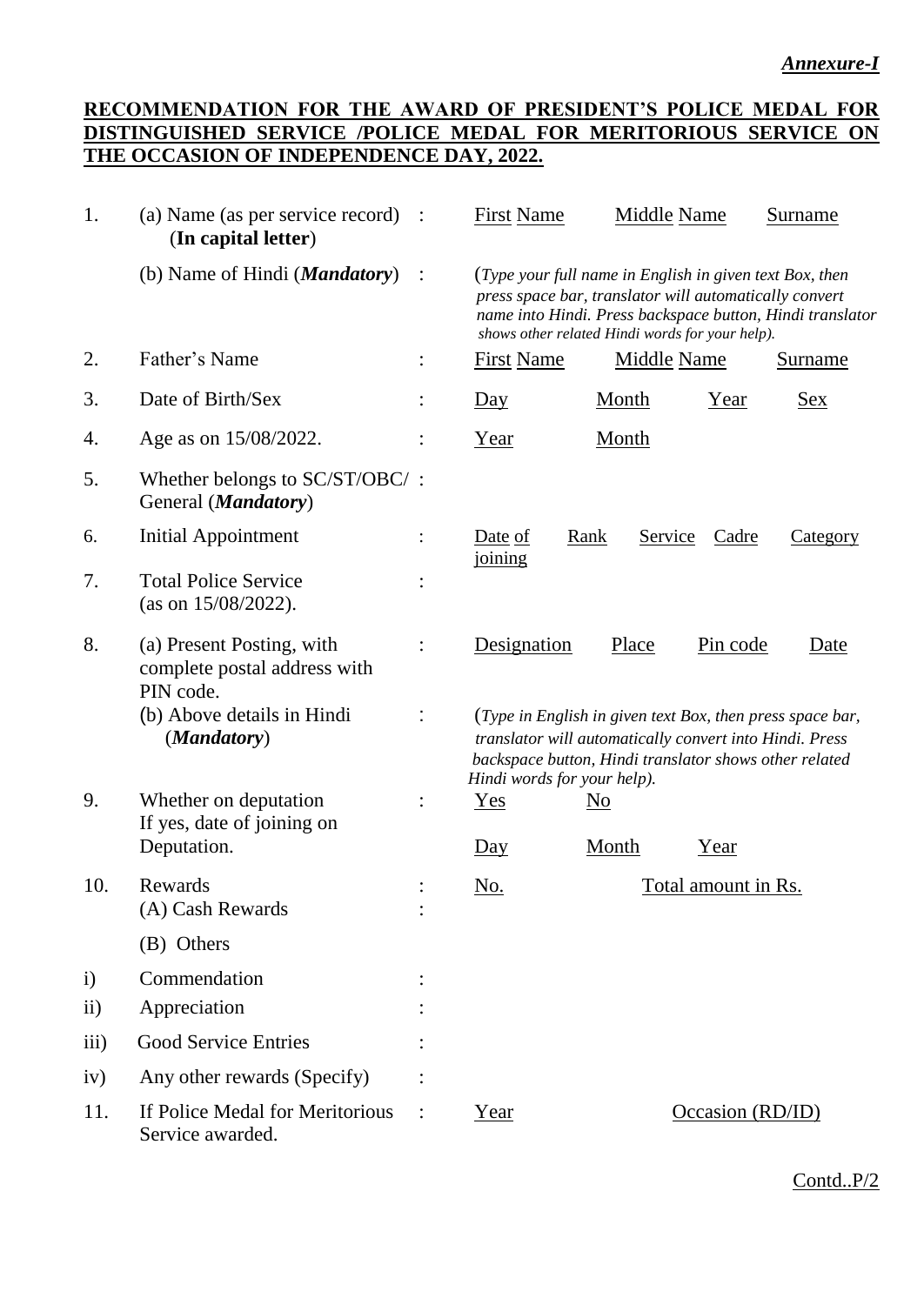***Annexure-I***

## RECOMMENDATION FOR THE AWARD OF PRESIDENT'S POLICE MEDAL FOR DISTINGUISHED SERVICE /POLICE MEDAL FOR MERITORIOUS SERVICE ON THE OCCASION OF INDEPENDENCE DAY, 2022.

| | | | |
|---|---|---|---|
| 1. | (a) Name (as per service record) (**In capital letter**) | : | First Name &nbsp;&nbsp; Middle Name &nbsp;&nbsp; Surname |
| | (b) Name of Hindi (***Mandatory***) | : | (*Type your full name in English in given text Box, then press space bar, translator will automatically convert name into Hindi. Press backspace button, Hindi translator shows other related Hindi words for your help).* |
| 2. | Father's Name | : | First Name &nbsp;&nbsp; Middle Name &nbsp;&nbsp; Surname |
| 3. | Date of Birth/Sex | : | Day &nbsp;&nbsp; Month &nbsp;&nbsp; Year &nbsp;&nbsp; Sex |
| 4. | Age as on 15/08/2022. | : | Year &nbsp;&nbsp; Month |
| 5. | Whether belongs to SC/ST/OBC/ General (***Mandatory***) | : | |
| 6. | Initial Appointment | : | Date of joining &nbsp;&nbsp; Rank &nbsp;&nbsp; Service &nbsp;&nbsp; Cadre &nbsp;&nbsp; Category |
| 7. | Total Police Service (as on 15/08/2022). | : | |
| 8. | (a) Present Posting, with complete postal address with PIN code. | : | Designation &nbsp;&nbsp; Place &nbsp;&nbsp; Pin code &nbsp;&nbsp; Date |
| | (b) Above details in Hindi (***Mandatory***) | : | (*Type in English in given text Box, then press space bar, translator will automatically convert into Hindi. Press backspace button, Hindi translator shows other related Hindi words for your help).* |
| 9. | Whether on deputation If yes, date of joining on Deputation. | : | Yes &nbsp;&nbsp; No<br>Day &nbsp;&nbsp; Month &nbsp;&nbsp; Year |
| 10. | Rewards | : | No. &nbsp;&nbsp; Total amount in Rs. |
| | (A) Cash Rewards | : | |
| | (B) Others | | |
| i) | Commendation | : | |
| ii) | Appreciation | : | |
| iii) | Good Service Entries | : | |
| iv) | Any other rewards (Specify) | : | |
| 11. | If Police Medal for Meritorious Service awarded. | : | Year &nbsp;&nbsp; Occasion (RD/ID) |

Contd..P/2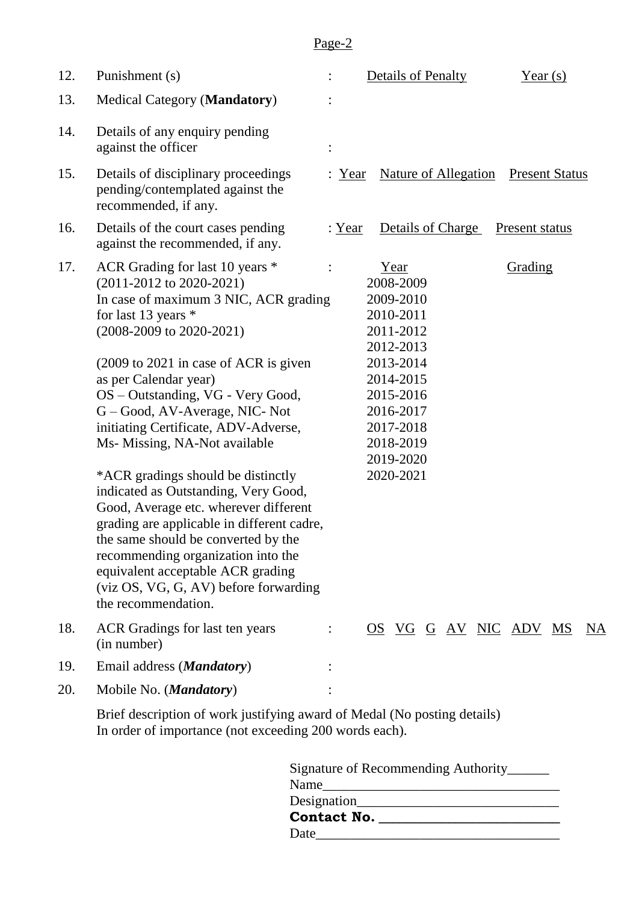12. Punishment (s) : <u>Details of Penalty</u> <u>Year (s)</u>

13. Medical Category (**Mandatory**) :

14. Details of any enquiry pending against the officer :

15. Details of disciplinary proceedings pending/contemplated against the recommended, if any. : <u>Year</u> <u>Nature of Allegation</u> <u>Present Status</u>

16. Details of the court cases pending against the recommended, if any. : <u>Year</u> <u>Details of Charge</u> <u>Present status</u>

17. ACR Grading for last 10 years * (2011-2012 to 2020-2021)
    In case of maximum 3 NIC, ACR grading for last 13 years * (2008-2009 to 2020-2021)

    (2009 to 2021 in case of ACR is given as per Calendar year)
    OS – Outstanding, VG - Very Good, G – Good, AV-Average, NIC- Not initiating Certificate, ADV-Adverse, Ms- Missing, NA-Not available

    *ACR gradings should be distinctly indicated as Outstanding, Very Good, Good, Average etc. wherever different grading are applicable in different cadre, the same should be converted by the recommending organization into the equivalent acceptable ACR grading (viz OS, VG, G, AV) before forwarding the recommendation.

| Year | Grading |
|---|---|
| 2008-2009 | |
| 2009-2010 | |
| 2010-2011 | |
| 2011-2012 | |
| 2012-2013 | |
| 2013-2014 | |
| 2014-2015 | |
| 2015-2016 | |
| 2016-2017 | |
| 2017-2018 | |
| 2018-2019 | |
| 2019-2020 | |
| 2020-2021 | |

18. ACR Gradings for last ten years (in number) :

| OS | VG | G | AV | NIC | ADV | MS | NA |
|---|---|---|---|---|---|---|---|
| | | | | | | | |

19. Email address (***Mandatory***) :

20. Mobile No. (***Mandatory***) :

Brief description of work justifying award of Medal (No posting details) In order of importance (not exceeding 200 words each).

Signature of Recommending Authority______
Name_________________________________
Designation____________________________
**Contact No. ________________________**
Date__________________________________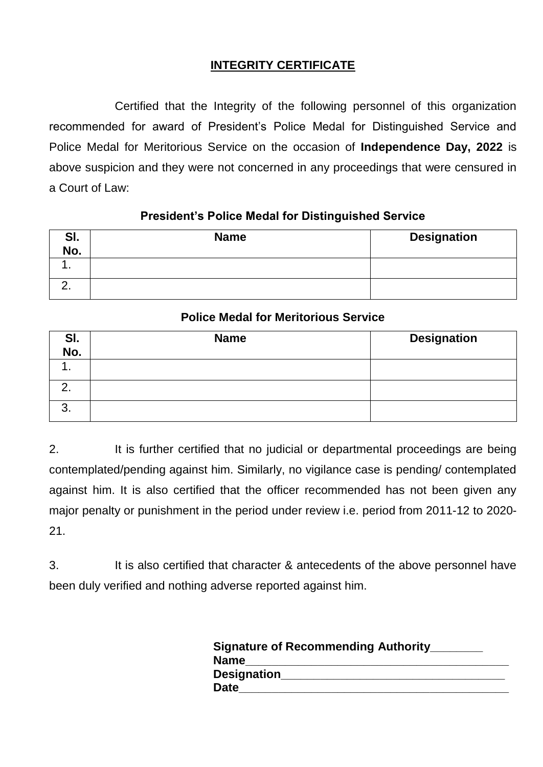# INTEGRITY CERTIFICATE

Certified that the Integrity of the following personnel of this organization recommended for award of President's Police Medal for Distinguished Service and Police Medal for Meritorious Service on the occasion of **Independence Day, 2022** is above suspicion and they were not concerned in any proceedings that were censured in a Court of Law:

**President's Police Medal for Distinguished Service**

| Sl. No. | Name | Designation |
|---|---|---|
| 1. | | |
| 2. | | |

**Police Medal for Meritorious Service**

| Sl. No. | Name | Designation |
|---|---|---|
| 1. | | |
| 2. | | |
| 3. | | |

2. It is further certified that no judicial or departmental proceedings are being contemplated/pending against him. Similarly, no vigilance case is pending/ contemplated against him. It is also certified that the officer recommended has not been given any major penalty or punishment in the period under review i.e. period from 2011-12 to 2020-21.

3. It is also certified that character & antecedents of the above personnel have been duly verified and nothing adverse reported against him.

**Signature of Recommending Authority________**
**Name_________________________________________**
**Designation____________________________________**
**Date__________________________________________**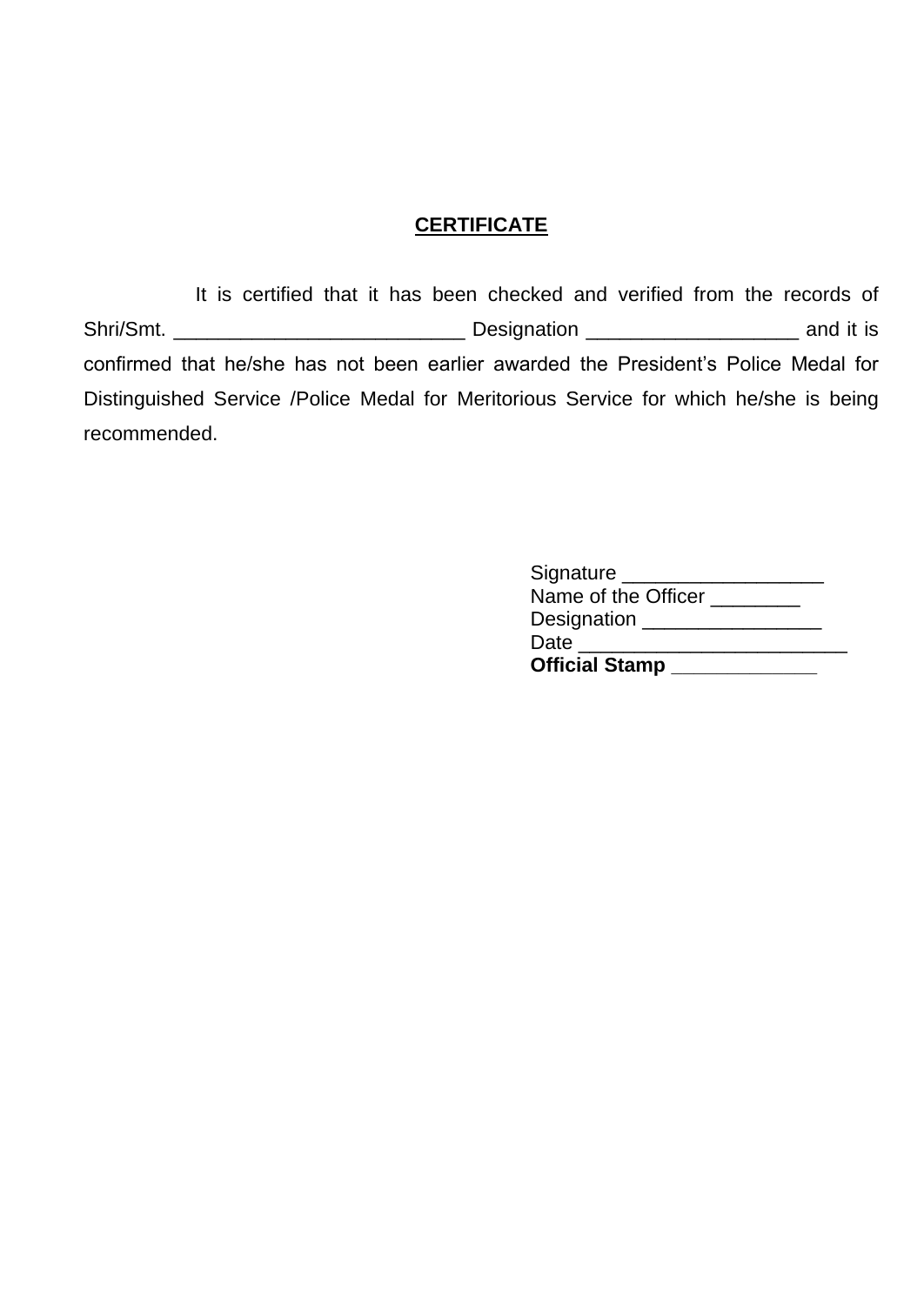**CERTIFICATE**

It is certified that it has been checked and verified from the records of Shri/Smt. __________________________ Designation ___________________ and it is confirmed that he/she has not been earlier awarded the President's Police Medal for Distinguished Service /Police Medal for Meritorious Service for which he/she is being recommended.

Signature __________________
Name of the Officer ________
Designation ________________
Date ________________________
**Official Stamp _____________**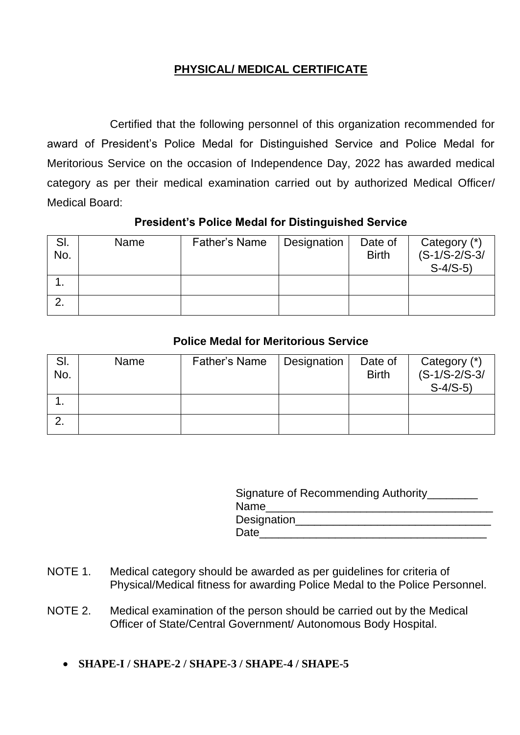# PHYSICAL/ MEDICAL CERTIFICATE

Certified that the following personnel of this organization recommended for award of President's Police Medal for Distinguished Service and Police Medal for Meritorious Service on the occasion of Independence Day, 2022 has awarded medical category as per their medical examination carried out by authorized Medical Officer/ Medical Board:

**President's Police Medal for Distinguished Service**

| Sl. No. | Name | Father's Name | Designation | Date of Birth | Category (*) (S-1/S-2/S-3/ S-4/S-5) |
|---|---|---|---|---|---|
| 1. | | | | | |
| 2. | | | | | |

**Police Medal for Meritorious Service**

| Sl. No. | Name | Father's Name | Designation | Date of Birth | Category (*) (S-1/S-2/S-3/ S-4/S-5) |
|---|---|---|---|---|---|
| 1. | | | | | |
| 2. | | | | | |

Signature of Recommending Authority________
Name___________________________________
Designation______________________________
Date____________________________________

NOTE 1. Medical category should be awarded as per guidelines for criteria of Physical/Medical fitness for awarding Police Medal to the Police Personnel.

NOTE 2. Medical examination of the person should be carried out by the Medical Officer of State/Central Government/ Autonomous Body Hospital.

- **SHAPE-I / SHAPE-2 / SHAPE-3 / SHAPE-4 / SHAPE-5**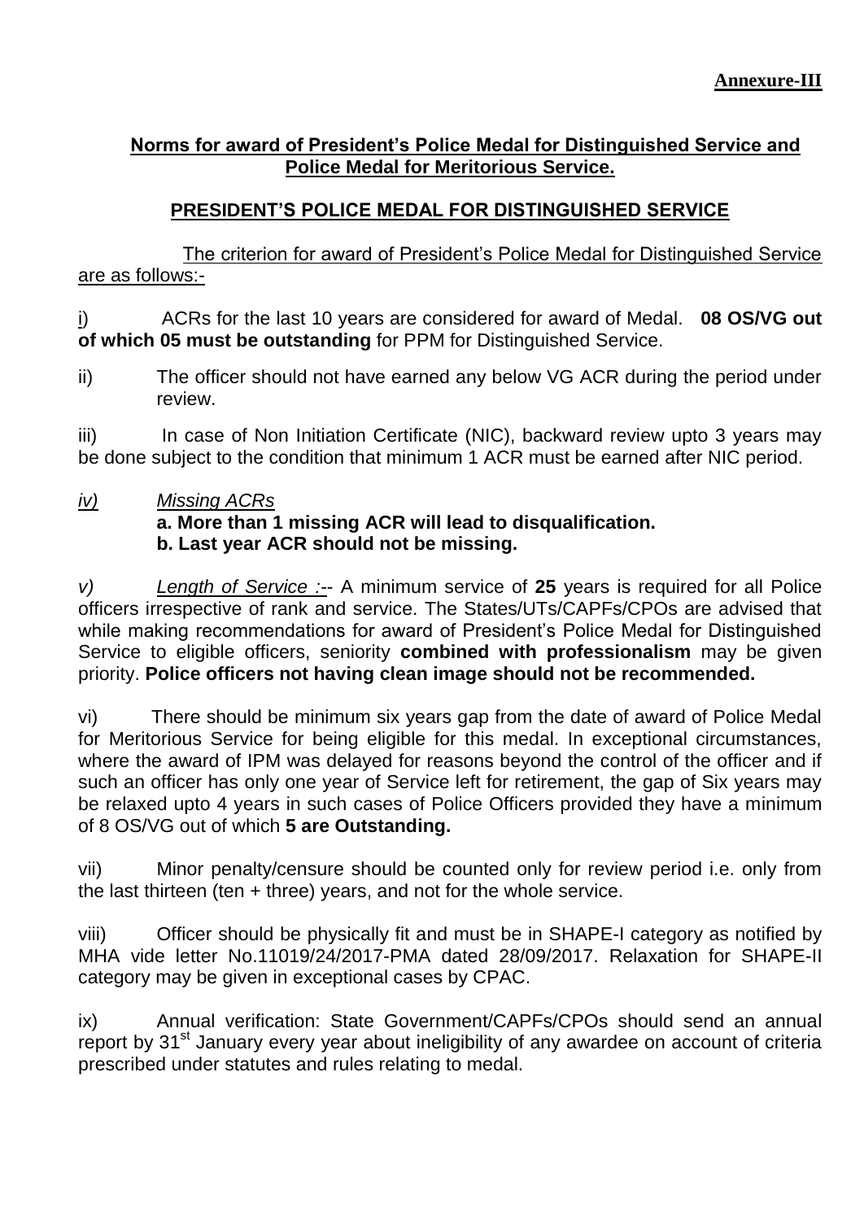**Annexure-III**

## Norms for award of President's Police Medal for Distinguished Service and Police Medal for Meritorious Service.

### PRESIDENT'S POLICE MEDAL FOR DISTINGUISHED SERVICE

The criterion for award of President's Police Medal for Distinguished Service are as follows:-

i) ACRs for the last 10 years are considered for award of Medal. **08 OS/VG out of which 05 must be outstanding** for PPM for Distinguished Service.

ii) The officer should not have earned any below VG ACR during the period under review.

iii) In case of Non Initiation Certificate (NIC), backward review upto 3 years may be done subject to the condition that minimum 1 ACR must be earned after NIC period.

*iv) Missing ACRs*
**a. More than 1 missing ACR will lead to disqualification.**
**b. Last year ACR should not be missing.**

*v) Length of Service :*-- A minimum service of **25** years is required for all Police officers irrespective of rank and service. The States/UTs/CAPFs/CPOs are advised that while making recommendations for award of President's Police Medal for Distinguished Service to eligible officers, seniority **combined with professionalism** may be given priority. **Police officers not having clean image should not be recommended.**

vi) There should be minimum six years gap from the date of award of Police Medal for Meritorious Service for being eligible for this medal. In exceptional circumstances, where the award of IPM was delayed for reasons beyond the control of the officer and if such an officer has only one year of Service left for retirement, the gap of Six years may be relaxed upto 4 years in such cases of Police Officers provided they have a minimum of 8 OS/VG out of which **5 are Outstanding.**

vii) Minor penalty/censure should be counted only for review period i.e. only from the last thirteen (ten + three) years, and not for the whole service.

viii) Officer should be physically fit and must be in SHAPE-I category as notified by MHA vide letter No.11019/24/2017-PMA dated 28/09/2017. Relaxation for SHAPE-II category may be given in exceptional cases by CPAC.

ix) Annual verification: State Government/CAPFs/CPOs should send an annual report by 31st January every year about ineligibility of any awardee on account of criteria prescribed under statutes and rules relating to medal.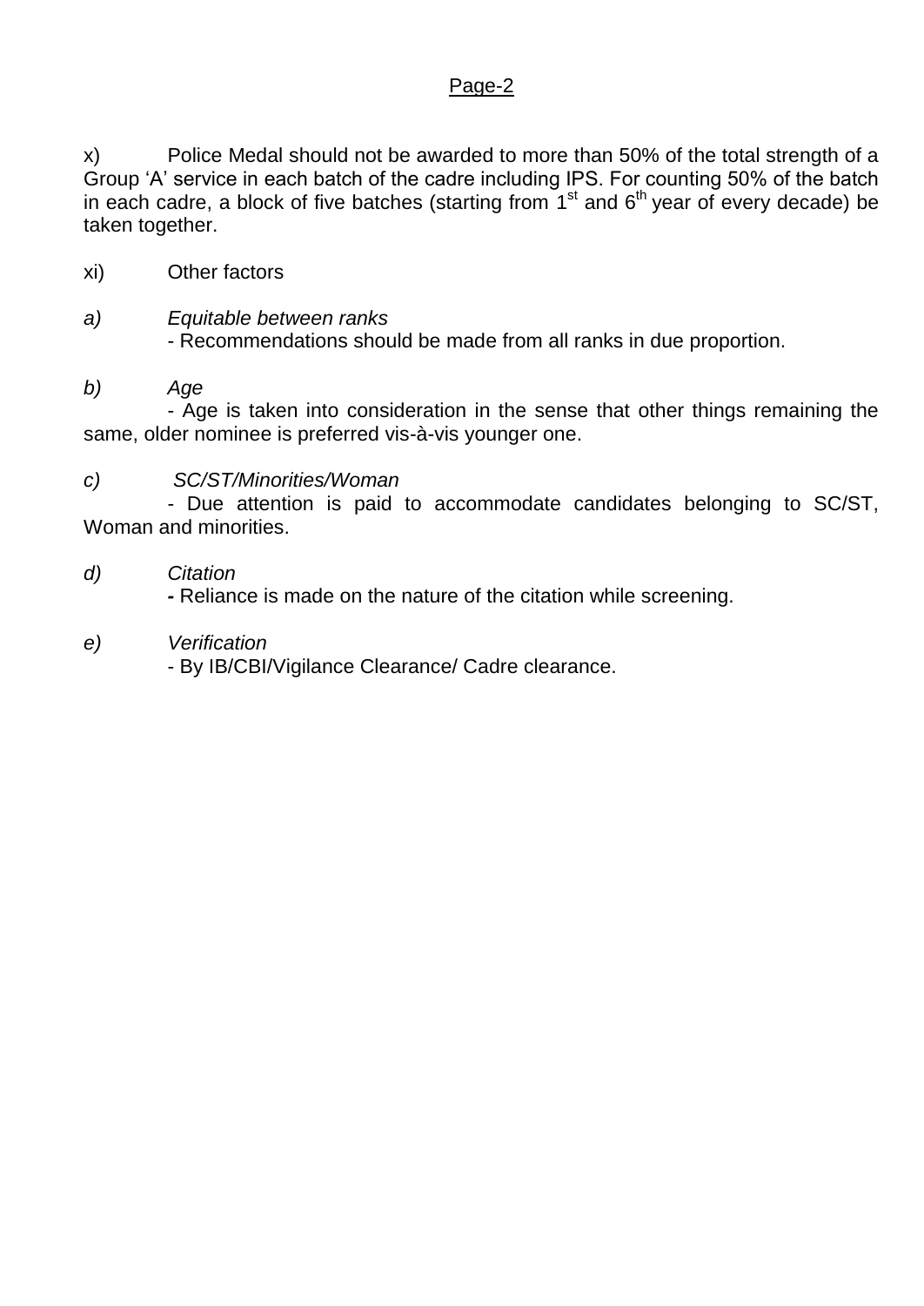x) Police Medal should not be awarded to more than 50% of the total strength of a Group ‘A’ service in each batch of the cadre including IPS. For counting 50% of the batch in each cadre, a block of five batches (starting from 1st and 6th year of every decade) be taken together.

xi) Other factors

*a) Equitable between ranks*

- Recommendations should be made from all ranks in due proportion.

*b) Age*

- Age is taken into consideration in the sense that other things remaining the same, older nominee is preferred vis-à-vis younger one.

*c) SC/ST/Minorities/Woman*

- Due attention is paid to accommodate candidates belonging to SC/ST, Woman and minorities.

*d) Citation*

- Reliance is made on the nature of the citation while screening.

*e) Verification*

- By IB/CBI/Vigilance Clearance/ Cadre clearance.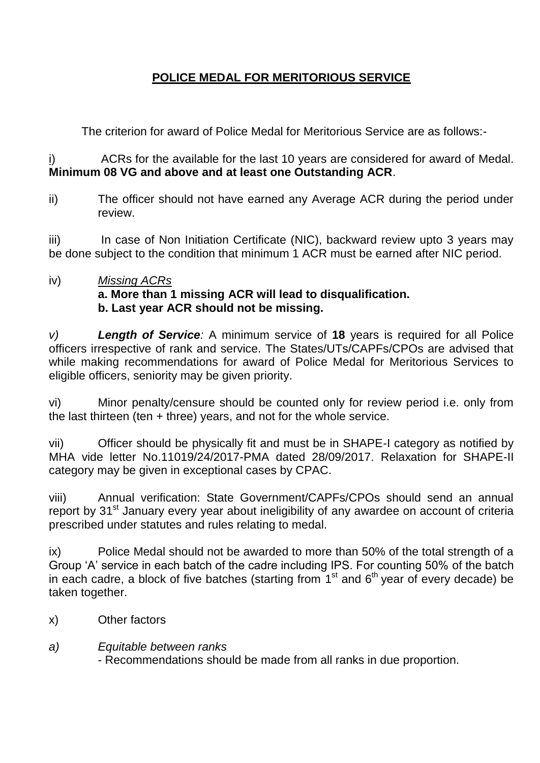## POLICE MEDAL FOR MERITORIOUS SERVICE

The criterion for award of Police Medal for Meritorious Service are as follows:-

i) ACRs for the available for the last 10 years are considered for award of Medal. **Minimum 08 VG and above and at least one Outstanding ACR**.

ii) The officer should not have earned any Average ACR during the period under review.

iii) In case of Non Initiation Certificate (NIC), backward review upto 3 years may be done subject to the condition that minimum 1 ACR must be earned after NIC period.

iv) *Missing ACRs*

**a. More than 1 missing ACR will lead to disqualification.**

**b. Last year ACR should not be missing.**

*v)* ***Length of Service****:* A minimum service of **18** years is required for all Police officers irrespective of rank and service. The States/UTs/CAPFs/CPOs are advised that while making recommendations for award of Police Medal for Meritorious Services to eligible officers, seniority may be given priority.

vi) Minor penalty/censure should be counted only for review period i.e. only from the last thirteen (ten + three) years, and not for the whole service.

vii) Officer should be physically fit and must be in SHAPE-I category as notified by MHA vide letter No.11019/24/2017-PMA dated 28/09/2017. Relaxation for SHAPE-II category may be given in exceptional cases by CPAC.

viii) Annual verification: State Government/CAPFs/CPOs should send an annual report by 31st January every year about ineligibility of any awardee on account of criteria prescribed under statutes and rules relating to medal.

ix) Police Medal should not be awarded to more than 50% of the total strength of a Group 'A' service in each batch of the cadre including IPS. For counting 50% of the batch in each cadre, a block of five batches (starting from 1st and 6th year of every decade) be taken together.

x) Other factors

*a) Equitable between ranks*

- Recommendations should be made from all ranks in due proportion.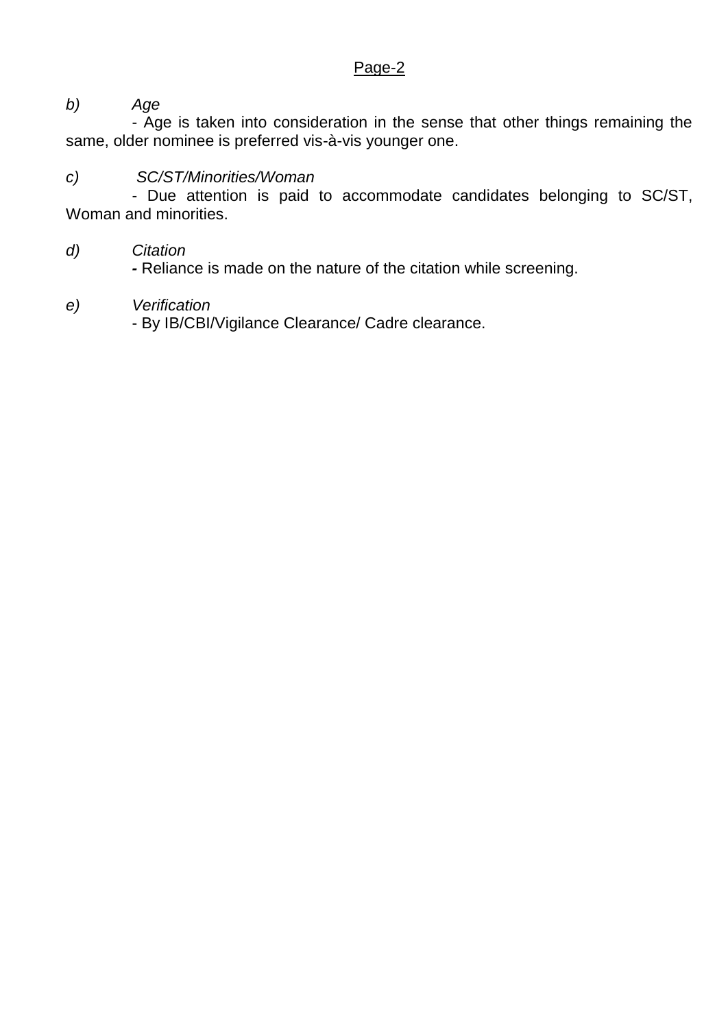b) *Age*

- Age is taken into consideration in the sense that other things remaining the same, older nominee is preferred vis-à-vis younger one.

c) *SC/ST/Minorities/Woman*

- Due attention is paid to accommodate candidates belonging to SC/ST, Woman and minorities.

d) *Citation*

**-** Reliance is made on the nature of the citation while screening.

e) *Verification*

- By IB/CBI/Vigilance Clearance/ Cadre clearance.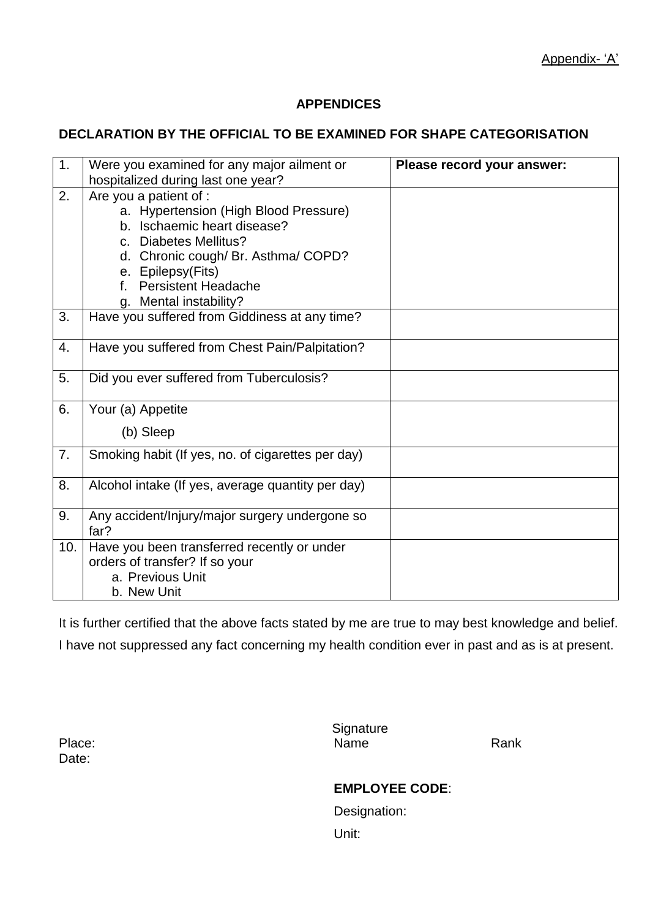Appendix- 'A'

## APPENDICES

### DECLARATION BY THE OFFICIAL TO BE EXAMINED FOR SHAPE CATEGORISATION

| 1. | Were you examined for any major ailment or hospitalized during last one year? | **Please record your answer:** |
|---|---|---|
| 2. | Are you a patient of :<br>a. Hypertension (High Blood Pressure)<br>b. Ischaemic heart disease?<br>c. Diabetes Mellitus?<br>d. Chronic cough/ Br. Asthma/ COPD?<br>e. Epilepsy(Fits)<br>f. Persistent Headache<br>g. Mental instability? | |
| 3. | Have you suffered from Giddiness at any time? | |
| 4. | Have you suffered from Chest Pain/Palpitation? | |
| 5. | Did you ever suffered from Tuberculosis? | |
| 6. | Your (a) Appetite<br>(b) Sleep | |
| 7. | Smoking habit (If yes, no. of cigarettes per day) | |
| 8. | Alcohol intake (If yes, average quantity per day) | |
| 9. | Any accident/Injury/major surgery undergone so far? | |
| 10. | Have you been transferred recently or under orders of transfer? If so your<br>a. Previous Unit<br>b. New Unit | |

It is further certified that the above facts stated by me are true to may best knowledge and belief. I have not suppressed any fact concerning my health condition ever in past and as is at present.

Signature

Place:

Date:

Name Rank

**EMPLOYEE CODE**:

Designation:

Unit: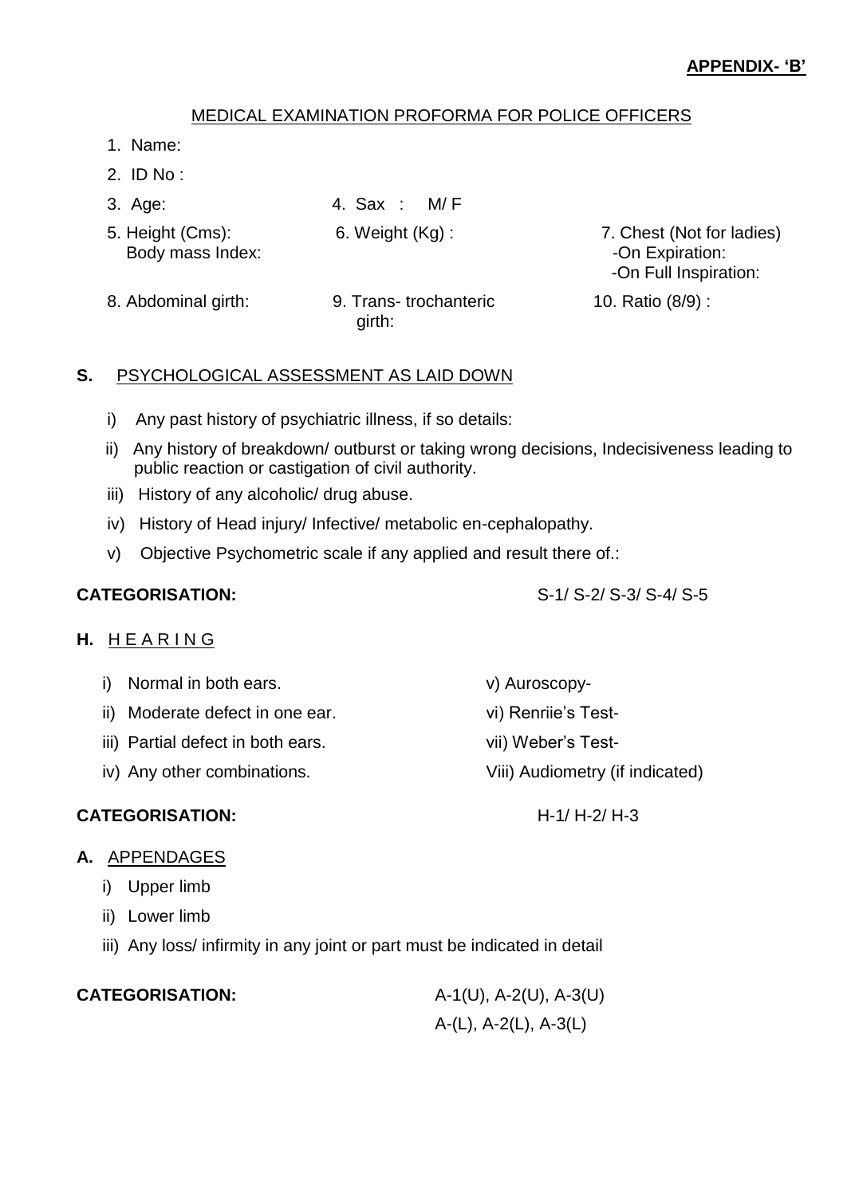**APPENDIX- 'B'**

## MEDICAL EXAMINATION PROFORMA FOR POLICE OFFICERS

1. Name:
2. ID No :
3. Age:
4. Sax : M/ F
5. Height (Cms):
   Body mass Index:
6. Weight (Kg) :
7. Chest (Not for ladies)
   -On Expiration:
   -On Full Inspiration:
8. Abdominal girth:
9. Trans- trochanteric girth:
10. Ratio (8/9) :

**S.** PSYCHOLOGICAL ASSESSMENT AS LAID DOWN

i) Any past history of psychiatric illness, if so details:

ii) Any history of breakdown/ outburst or taking wrong decisions, Indecisiveness leading to public reaction or castigation of civil authority.

iii) History of any alcoholic/ drug abuse.

iv) History of Head injury/ Infective/ metabolic en-cephalopathy.

v) Objective Psychometric scale if any applied and result there of.:

**CATEGORISATION:** S-1/ S-2/ S-3/ S-4/ S-5

**H.** H E A R I N G

i) Normal in both ears.

ii) Moderate defect in one ear.

iii) Partial defect in both ears.

iv) Any other combinations.

v) Auroscopy-

vi) Renriie's Test-

vii) Weber's Test-

Viii) Audiometry (if indicated)

**CATEGORISATION:** H-1/ H-2/ H-3

**A.** APPENDAGES

i) Upper limb

ii) Lower limb

iii) Any loss/ infirmity in any joint or part must be indicated in detail

**CATEGORISATION:** A-1(U), A-2(U), A-3(U)
A-(L), A-2(L), A-3(L)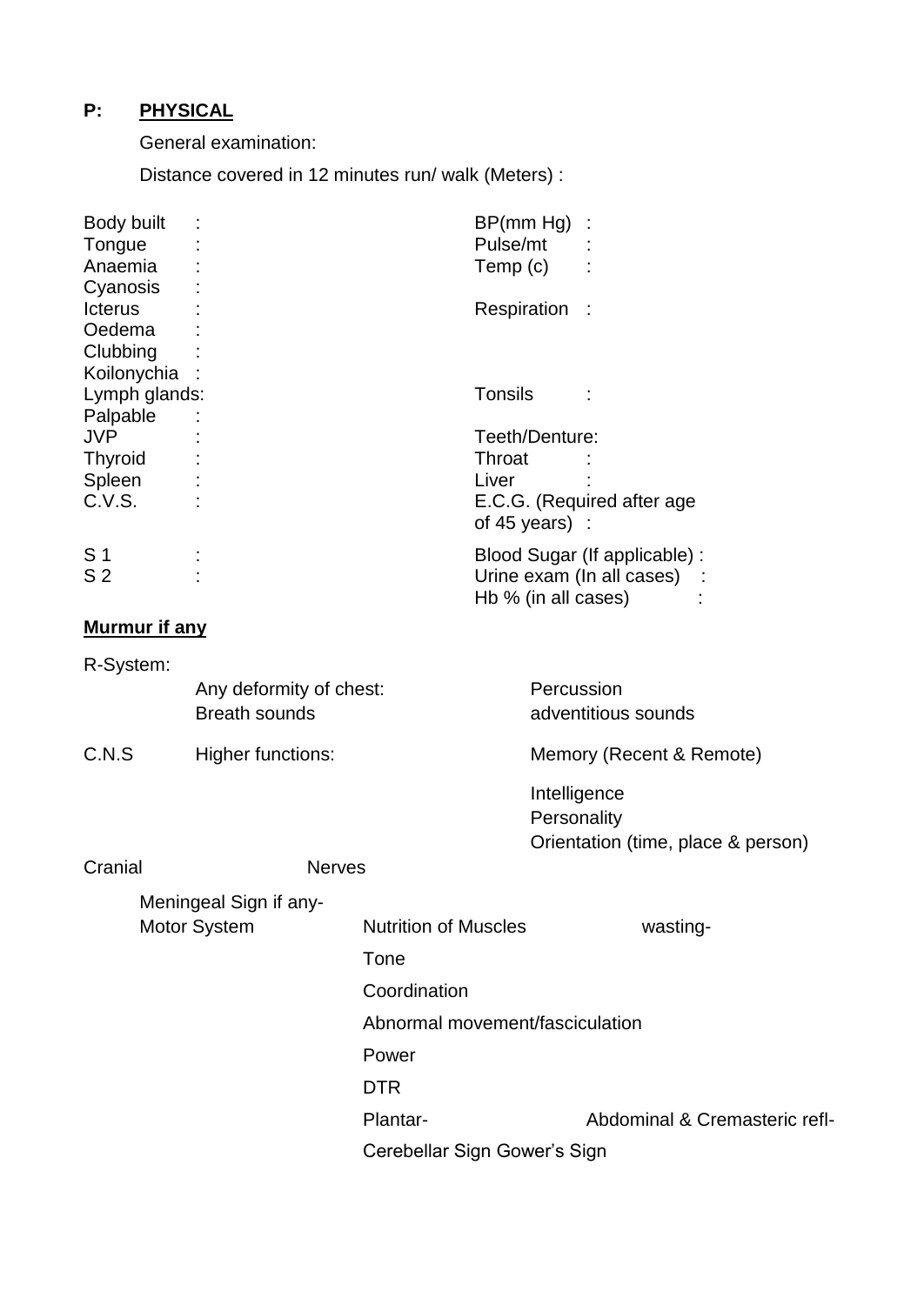**P: <u>PHYSICAL</u>**

General examination:

Distance covered in 12 minutes run/ walk (Meters) :

| | | | |
|---|---|---|---|
| Body built | : | BP(mm Hg) | : |
| Tongue | : | Pulse/mt | : |
| Anaemia | : | Temp (c) | : |
| Cyanosis | : | | |
| Icterus | : | Respiration | : |
| Oedema | : | | |
| Clubbing | : | | |
| Koilonychia | : | | |
| Lymph glands: | | Tonsils | : |
| Palpable | : | | |
| JVP | : | Teeth/Denture: | |
| Thyroid | : | Throat | : |
| Spleen | : | Liver | : |
| C.V.S. | : | E.C.G. (Required after age of 45 years) | : |
| S 1 | : | Blood Sugar (If applicable) | : |
| S 2 | : | Urine exam (In all cases) | : |
| | | Hb % (in all cases) | : |

**<u>Murmur if any</u>**

R-System:

Any deformity of chest:

Breath sounds

Percussion

adventitious sounds

C.N.S — Higher functions:

Memory (Recent & Remote)

Intelligence

Personality

Orientation (time, place & person)

Cranial Nerves

Meningeal Sign if any-

Motor System

Nutrition of Muscles — wasting-

Tone

Coordination

Abnormal movement/fasciculation

Power

DTR

Plantar- — Abdominal & Cremasteric refl-

Cerebellar Sign Gower's Sign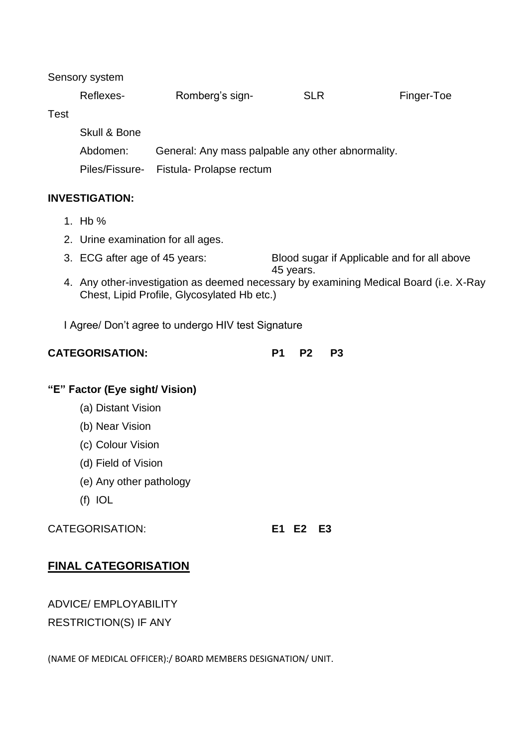Sensory system

Reflexes- Romberg's sign- SLR Finger-Toe Test

Skull & Bone

Abdomen: General: Any mass palpable any other abnormality.

Piles/Fissure- Fistula- Prolapse rectum

**INVESTIGATION:**

1. Hb %
2. Urine examination for all ages.
3. ECG after age of 45 years: Blood sugar if Applicable and for all above 45 years.
4. Any other-investigation as deemed necessary by examining Medical Board (i.e. X-Ray Chest, Lipid Profile, Glycosylated Hb etc.)

I Agree/ Don't agree to undergo HIV test Signature

**CATEGORISATION:** **P1 P2 P3**

**"E" Factor (Eye sight/ Vision)**

(a) Distant Vision

(b) Near Vision

(c) Colour Vision

(d) Field of Vision

(e) Any other pathology

(f) IOL

CATEGORISATION: **E1 E2 E3**

**<u>FINAL CATEGORISATION</u>**

ADVICE/ EMPLOYABILITY

RESTRICTION(S) IF ANY

(NAME OF MEDICAL OFFICER):/ BOARD MEMBERS DESIGNATION/ UNIT.